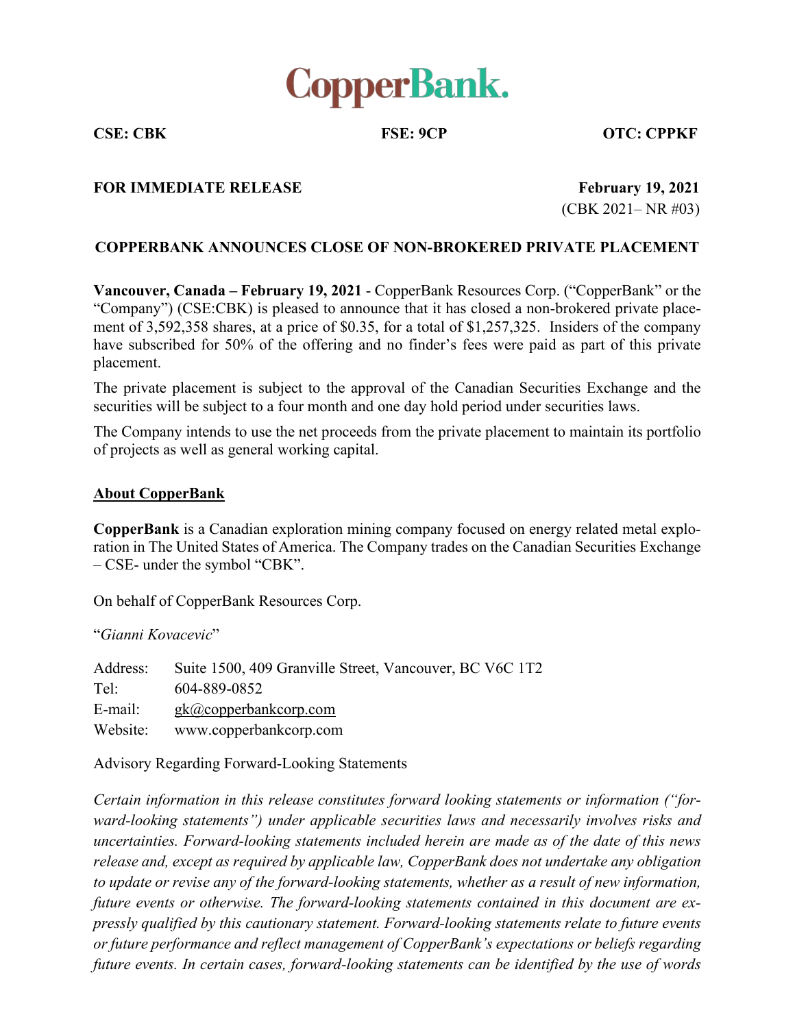# CopperBank.

**CSE: CBK** **FSE: 9CP** **OTC: CPPKF**

**FOR IMMEDIATE RELEASE** **February 19, 2021**
(CBK 2021– NR #03)

## COPPERBANK ANNOUNCES CLOSE OF NON-BROKERED PRIVATE PLACEMENT

**Vancouver, Canada – February 19, 2021** - CopperBank Resources Corp. ("CopperBank" or the "Company") (CSE:CBK) is pleased to announce that it has closed a non-brokered private placement of 3,592,358 shares, at a price of $0.35, for a total of $1,257,325. Insiders of the company have subscribed for 50% of the offering and no finder's fees were paid as part of this private placement.

The private placement is subject to the approval of the Canadian Securities Exchange and the securities will be subject to a four month and one day hold period under securities laws.

The Company intends to use the net proceeds from the private placement to maintain its portfolio of projects as well as general working capital.

### About CopperBank

**CopperBank** is a Canadian exploration mining company focused on energy related metal exploration in The United States of America. The Company trades on the Canadian Securities Exchange – CSE- under the symbol "CBK".

On behalf of CopperBank Resources Corp.

"*Gianni Kovacevic*"

Address: Suite 1500, 409 Granville Street, Vancouver, BC V6C 1T2
Tel: 604-889-0852
E-mail: gk@copperbankcorp.com
Website: www.copperbankcorp.com

Advisory Regarding Forward-Looking Statements

*Certain information in this release constitutes forward looking statements or information ("forward-looking statements") under applicable securities laws and necessarily involves risks and uncertainties. Forward-looking statements included herein are made as of the date of this news release and, except as required by applicable law, CopperBank does not undertake any obligation to update or revise any of the forward-looking statements, whether as a result of new information, future events or otherwise. The forward-looking statements contained in this document are expressly qualified by this cautionary statement. Forward-looking statements relate to future events or future performance and reflect management of CopperBank's expectations or beliefs regarding future events. In certain cases, forward-looking statements can be identified by the use of words*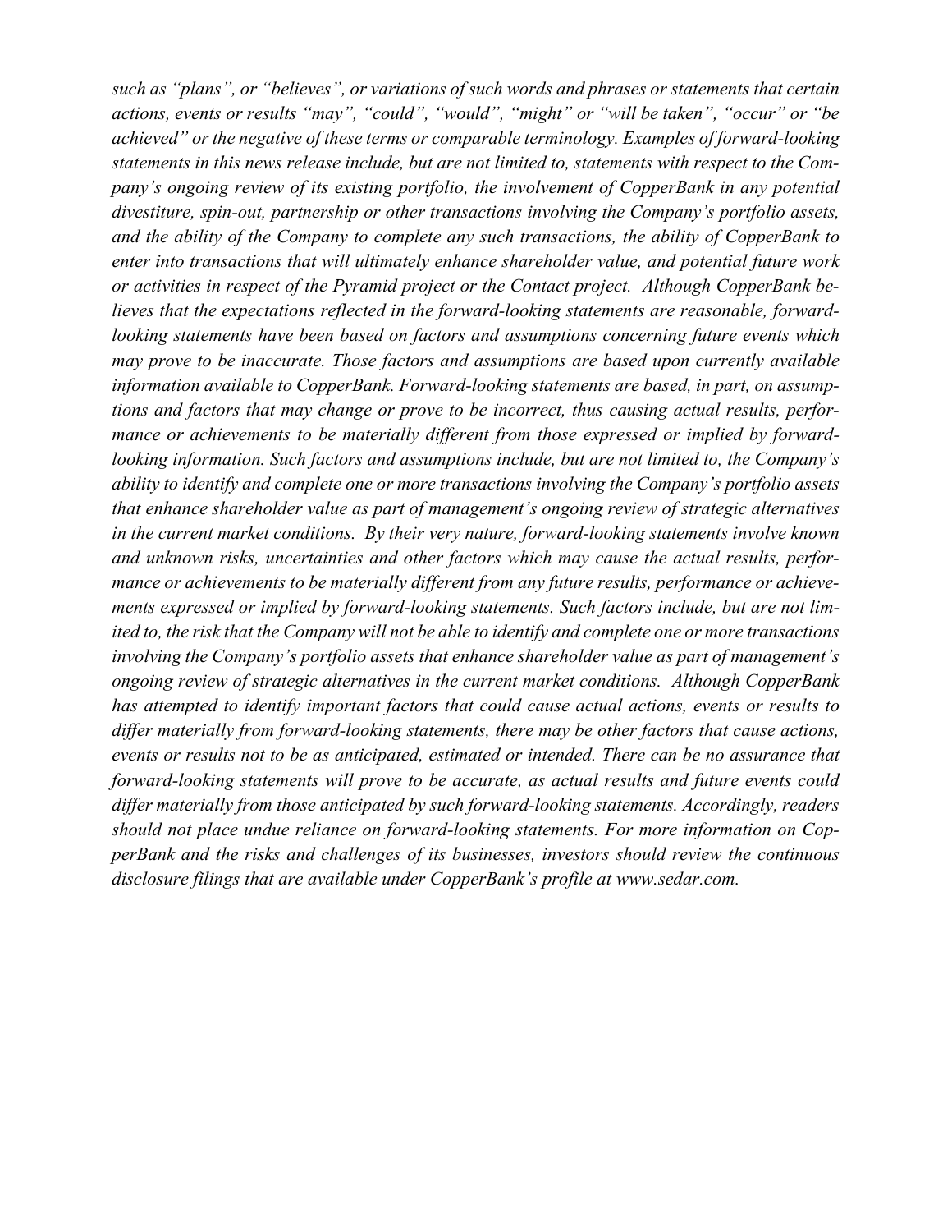*such as "plans", or "believes", or variations of such words and phrases or statements that certain actions, events or results "may", "could", "would", "might" or "will be taken", "occur" or "be achieved" or the negative of these terms or comparable terminology. Examples of forward-looking statements in this news release include, but are not limited to, statements with respect to the Company's ongoing review of its existing portfolio, the involvement of CopperBank in any potential divestiture, spin-out, partnership or other transactions involving the Company's portfolio assets, and the ability of the Company to complete any such transactions, the ability of CopperBank to enter into transactions that will ultimately enhance shareholder value, and potential future work or activities in respect of the Pyramid project or the Contact project. Although CopperBank believes that the expectations reflected in the forward-looking statements are reasonable, forward-looking statements have been based on factors and assumptions concerning future events which may prove to be inaccurate. Those factors and assumptions are based upon currently available information available to CopperBank. Forward-looking statements are based, in part, on assumptions and factors that may change or prove to be incorrect, thus causing actual results, performance or achievements to be materially different from those expressed or implied by forward-looking information. Such factors and assumptions include, but are not limited to, the Company's ability to identify and complete one or more transactions involving the Company's portfolio assets that enhance shareholder value as part of management's ongoing review of strategic alternatives in the current market conditions. By their very nature, forward-looking statements involve known and unknown risks, uncertainties and other factors which may cause the actual results, performance or achievements to be materially different from any future results, performance or achievements expressed or implied by forward-looking statements. Such factors include, but are not limited to, the risk that the Company will not be able to identify and complete one or more transactions involving the Company's portfolio assets that enhance shareholder value as part of management's ongoing review of strategic alternatives in the current market conditions. Although CopperBank has attempted to identify important factors that could cause actual actions, events or results to differ materially from forward-looking statements, there may be other factors that cause actions, events or results not to be as anticipated, estimated or intended. There can be no assurance that forward-looking statements will prove to be accurate, as actual results and future events could differ materially from those anticipated by such forward-looking statements. Accordingly, readers should not place undue reliance on forward-looking statements. For more information on CopperBank and the risks and challenges of its businesses, investors should review the continuous disclosure filings that are available under CopperBank's profile at www.sedar.com.*